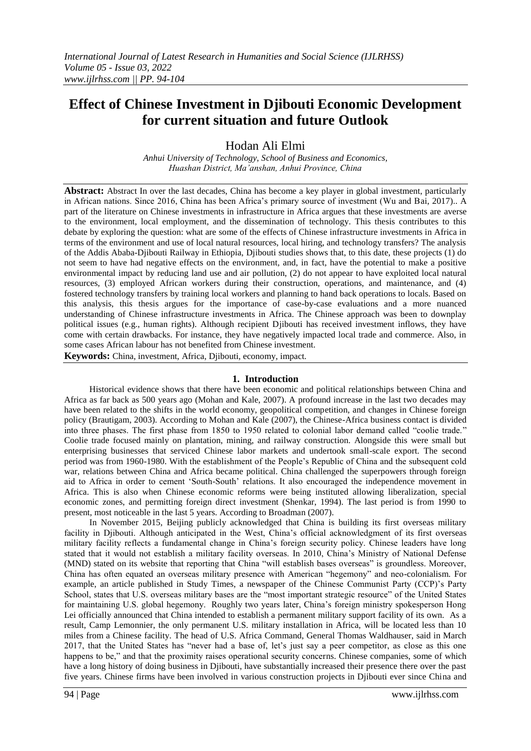# Effect of Chinese Investment in Djibouti Economic Development for current situation and future Outlook

Hodan Ali Elmi

*Anhui University of Technology, School of Business and Economics, Huashan District, Ma'anshan, Anhui Province, China*

**Abstract:** Abstract In over the last decades, China has become a key player in global investment, particularly in African nations. Since 2016, China has been Africa's primary source of investment (Wu and Bai, 2017).. A part of the literature on Chinese investments in infrastructure in Africa argues that these investments are averse to the environment, local employment, and the dissemination of technology. This thesis contributes to this debate by exploring the question: what are some of the effects of Chinese infrastructure investments in Africa in terms of the environment and use of local natural resources, local hiring, and technology transfers? The analysis of the Addis Ababa-Djibouti Railway in Ethiopia, Djibouti studies shows that, to this date, these projects (1) do not seem to have had negative effects on the environment, and, in fact, have the potential to make a positive environmental impact by reducing land use and air pollution, (2) do not appear to have exploited local natural resources, (3) employed African workers during their construction, operations, and maintenance, and (4) fostered technology transfers by training local workers and planning to hand back operations to locals. Based on this analysis, this thesis argues for the importance of case-by-case evaluations and a more nuanced understanding of Chinese infrastructure investments in Africa. The Chinese approach was been to downplay political issues (e.g., human rights). Although recipient Djibouti has received investment inflows, they have come with certain drawbacks. For instance, they have negatively impacted local trade and commerce. Also, in some cases African labour has not benefited from Chinese investment.

**Keywords:** China, investment, Africa, Djibouti, economy, impact.

## 1. Introduction

Historical evidence shows that there have been economic and political relationships between China and Africa as far back as 500 years ago (Mohan and Kale, 2007). A profound increase in the last two decades may have been related to the shifts in the world economy, geopolitical competition, and changes in Chinese foreign policy (Brautigam, 2003). According to Mohan and Kale (2007), the Chinese-Africa business contact is divided into three phases. The first phase from 1850 to 1950 related to colonial labor demand called "coolie trade." Coolie trade focused mainly on plantation, mining, and railway construction. Alongside this were small but enterprising businesses that serviced Chinese labor markets and undertook small-scale export. The second period was from 1960-1980. With the establishment of the People's Republic of China and the subsequent cold war, relations between China and Africa became political. China challenged the superpowers through foreign aid to Africa in order to cement 'South-South' relations. It also encouraged the independence movement in Africa. This is also when Chinese economic reforms were being instituted allowing liberalization, special economic zones, and permitting foreign direct investment (Shenkar, 1994). The last period is from 1990 to present, most noticeable in the last 5 years. According to Broadman (2007).

In November 2015, Beijing publicly acknowledged that China is building its first overseas military facility in Djibouti. Although anticipated in the West, China's official acknowledgment of its first overseas military facility reflects a fundamental change in China's foreign security policy. Chinese leaders have long stated that it would not establish a military facility overseas. In 2010, China's Ministry of National Defense (MND) stated on its website that reporting that China "will establish bases overseas" is groundless. Moreover, China has often equated an overseas military presence with American "hegemony" and neo-colonialism. For example, an article published in Study Times, a newspaper of the Chinese Communist Party (CCP)'s Party School, states that U.S. overseas military bases are the "most important strategic resource" of the United States for maintaining U.S. global hegemony. Roughly two years later, China's foreign ministry spokesperson Hong Lei officially announced that China intended to establish a permanent military support facility of its own. As a result, Camp Lemonnier, the only permanent U.S. military installation in Africa, will be located less than 10 miles from a Chinese facility. The head of U.S. Africa Command, General Thomas Waldhauser, said in March 2017, that the United States has "never had a base of, let's just say a peer competitor, as close as this one happens to be," and that the proximity raises operational security concerns. Chinese companies, some of which have a long history of doing business in Djibouti, have substantially increased their presence there over the past five years. Chinese firms have been involved in various construction projects in Djibouti ever since China and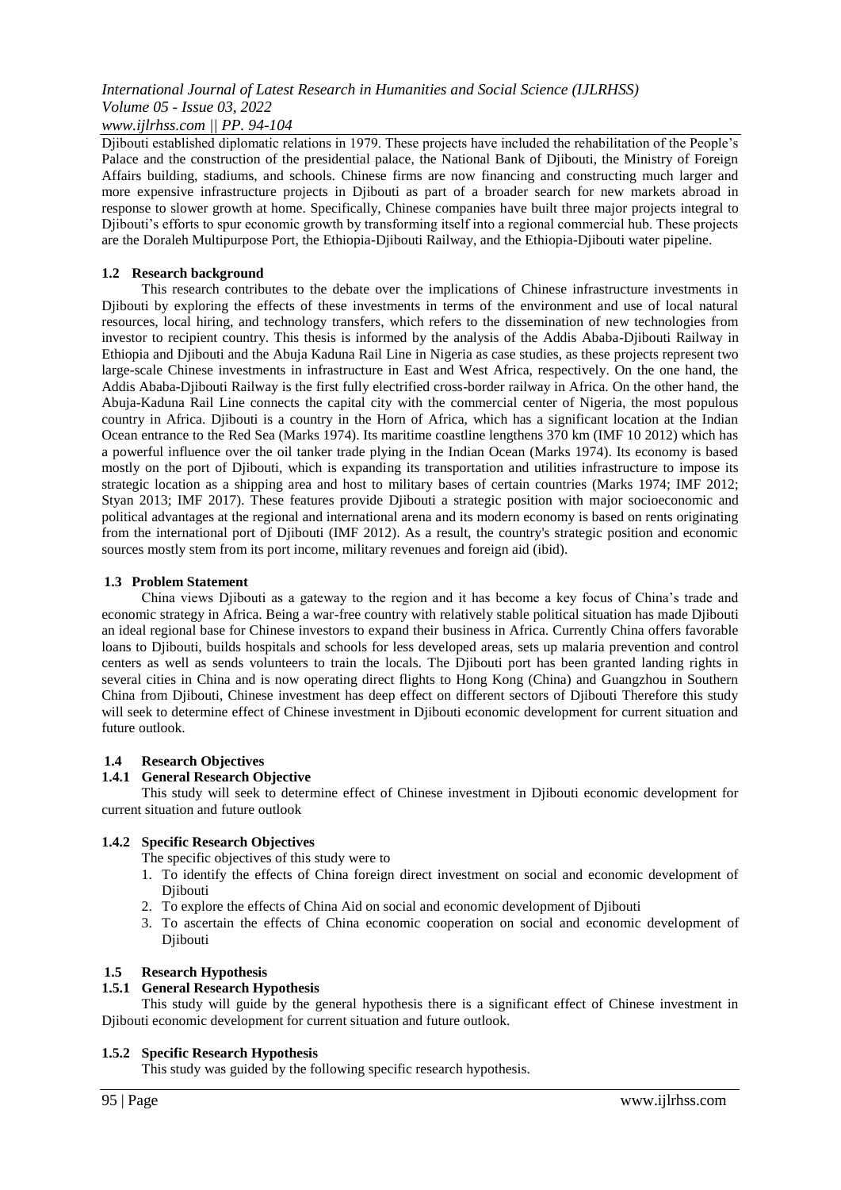Djibouti established diplomatic relations in 1979. These projects have included the rehabilitation of the People's Palace and the construction of the presidential palace, the National Bank of Djibouti, the Ministry of Foreign Affairs building, stadiums, and schools. Chinese firms are now financing and constructing much larger and more expensive infrastructure projects in Djibouti as part of a broader search for new markets abroad in response to slower growth at home. Specifically, Chinese companies have built three major projects integral to Djibouti's efforts to spur economic growth by transforming itself into a regional commercial hub. These projects are the Doraleh Multipurpose Port, the Ethiopia-Djibouti Railway, and the Ethiopia-Djibouti water pipeline.

### 1.2 Research background

This research contributes to the debate over the implications of Chinese infrastructure investments in Djibouti by exploring the effects of these investments in terms of the environment and use of local natural resources, local hiring, and technology transfers, which refers to the dissemination of new technologies from investor to recipient country. This thesis is informed by the analysis of the Addis Ababa-Djibouti Railway in Ethiopia and Djibouti and the Abuja Kaduna Rail Line in Nigeria as case studies, as these projects represent two large-scale Chinese investments in infrastructure in East and West Africa, respectively. On the one hand, the Addis Ababa-Djibouti Railway is the first fully electrified cross-border railway in Africa. On the other hand, the Abuja-Kaduna Rail Line connects the capital city with the commercial center of Nigeria, the most populous country in Africa. Djibouti is a country in the Horn of Africa, which has a significant location at the Indian Ocean entrance to the Red Sea (Marks 1974). Its maritime coastline lengthens 370 km (IMF 10 2012) which has a powerful influence over the oil tanker trade plying in the Indian Ocean (Marks 1974). Its economy is based mostly on the port of Djibouti, which is expanding its transportation and utilities infrastructure to impose its strategic location as a shipping area and host to military bases of certain countries (Marks 1974; IMF 2012; Styan 2013; IMF 2017). These features provide Djibouti a strategic position with major socioeconomic and political advantages at the regional and international arena and its modern economy is based on rents originating from the international port of Djibouti (IMF 2012). As a result, the country's strategic position and economic sources mostly stem from its port income, military revenues and foreign aid (ibid).

### 1.3 Problem Statement

China views Djibouti as a gateway to the region and it has become a key focus of China's trade and economic strategy in Africa. Being a war-free country with relatively stable political situation has made Djibouti an ideal regional base for Chinese investors to expand their business in Africa. Currently China offers favorable loans to Djibouti, builds hospitals and schools for less developed areas, sets up malaria prevention and control centers as well as sends volunteers to train the locals. The Djibouti port has been granted landing rights in several cities in China and is now operating direct flights to Hong Kong (China) and Guangzhou in Southern China from Djibouti, Chinese investment has deep effect on different sectors of Djibouti Therefore this study will seek to determine effect of Chinese investment in Djibouti economic development for current situation and future outlook.

### 1.4 Research Objectives

#### 1.4.1 General Research Objective

This study will seek to determine effect of Chinese investment in Djibouti economic development for current situation and future outlook

#### 1.4.2 Specific Research Objectives

The specific objectives of this study were to

1. To identify the effects of China foreign direct investment on social and economic development of Djibouti
2. To explore the effects of China Aid on social and economic development of Djibouti
3. To ascertain the effects of China economic cooperation on social and economic development of Djibouti

### 1.5 Research Hypothesis

#### 1.5.1 General Research Hypothesis

This study will guide by the general hypothesis there is a significant effect of Chinese investment in Djibouti economic development for current situation and future outlook.

#### 1.5.2 Specific Research Hypothesis

This study was guided by the following specific research hypothesis.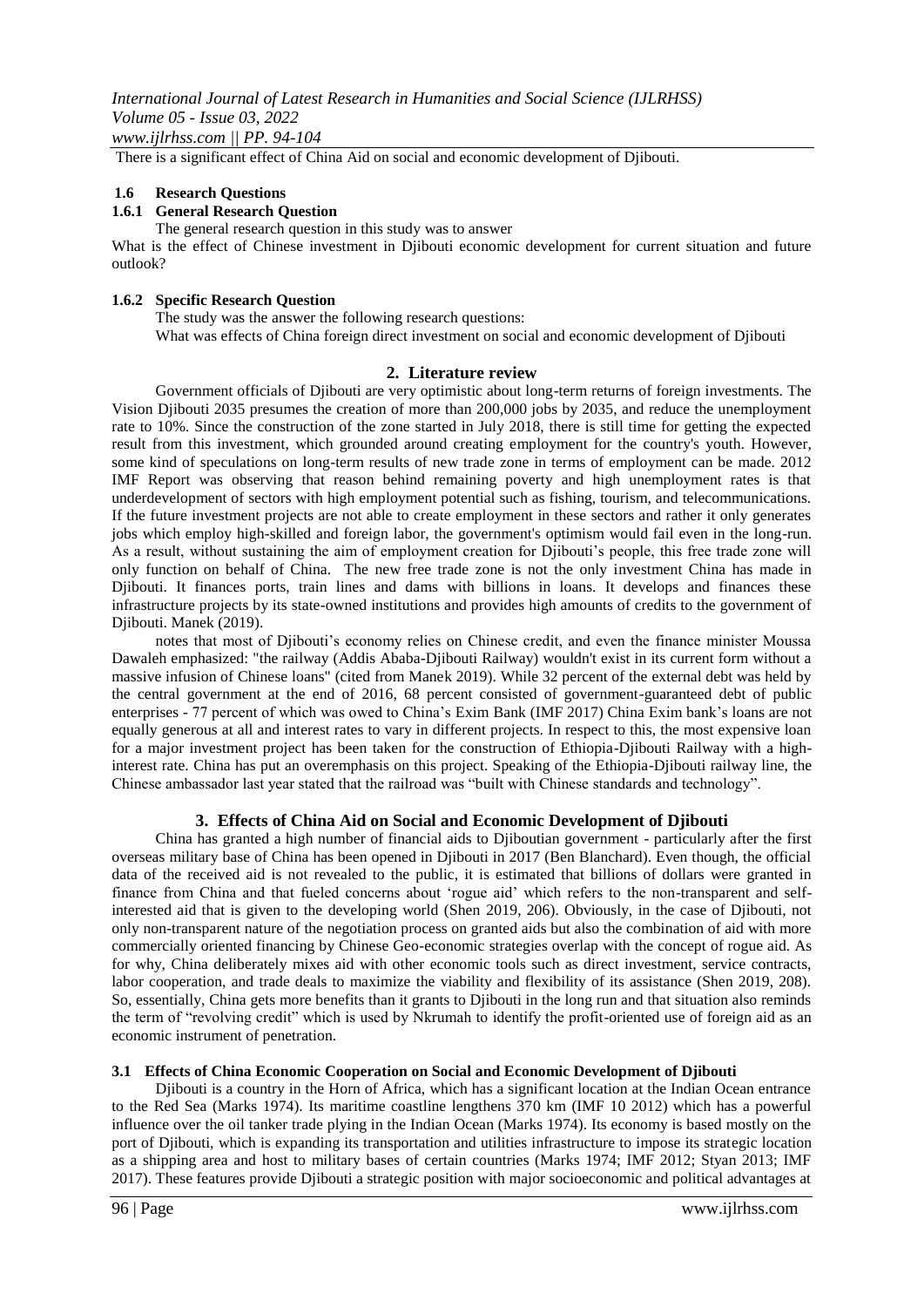There is a significant effect of China Aid on social and economic development of Djibouti.

### 1.6 Research Questions

#### 1.6.1 General Research Question

The general research question in this study was to answer

What is the effect of Chinese investment in Djibouti economic development for current situation and future outlook?

#### 1.6.2 Specific Research Question

The study was the answer the following research questions:

What was effects of China foreign direct investment on social and economic development of Djibouti

## 2. Literature review

Government officials of Djibouti are very optimistic about long-term returns of foreign investments. The Vision Djibouti 2035 presumes the creation of more than 200,000 jobs by 2035, and reduce the unemployment rate to 10%. Since the construction of the zone started in July 2018, there is still time for getting the expected result from this investment, which grounded around creating employment for the country's youth. However, some kind of speculations on long-term results of new trade zone in terms of employment can be made. 2012 IMF Report was observing that reason behind remaining poverty and high unemployment rates is that underdevelopment of sectors with high employment potential such as fishing, tourism, and telecommunications. If the future investment projects are not able to create employment in these sectors and rather it only generates jobs which employ high-skilled and foreign labor, the government's optimism would fail even in the long-run. As a result, without sustaining the aim of employment creation for Djibouti's people, this free trade zone will only function on behalf of China. The new free trade zone is not the only investment China has made in Djibouti. It finances ports, train lines and dams with billions in loans. It develops and finances these infrastructure projects by its state-owned institutions and provides high amounts of credits to the government of Djibouti. Manek (2019).

notes that most of Djibouti's economy relies on Chinese credit, and even the finance minister Moussa Dawaleh emphasized: "the railway (Addis Ababa-Djibouti Railway) wouldn't exist in its current form without a massive infusion of Chinese loans" (cited from Manek 2019). While 32 percent of the external debt was held by the central government at the end of 2016, 68 percent consisted of government-guaranteed debt of public enterprises - 77 percent of which was owed to China's Exim Bank (IMF 2017) China Exim bank's loans are not equally generous at all and interest rates to vary in different projects. In respect to this, the most expensive loan for a major investment project has been taken for the construction of Ethiopia-Djibouti Railway with a high-interest rate. China has put an overemphasis on this project. Speaking of the Ethiopia-Djibouti railway line, the Chinese ambassador last year stated that the railroad was "built with Chinese standards and technology".

## 3. Effects of China Aid on Social and Economic Development of Djibouti

China has granted a high number of financial aids to Djiboutian government - particularly after the first overseas military base of China has been opened in Djibouti in 2017 (Ben Blanchard). Even though, the official data of the received aid is not revealed to the public, it is estimated that billions of dollars were granted in finance from China and that fueled concerns about 'rogue aid' which refers to the non-transparent and self-interested aid that is given to the developing world (Shen 2019, 206). Obviously, in the case of Djibouti, not only non-transparent nature of the negotiation process on granted aids but also the combination of aid with more commercially oriented financing by Chinese Geo-economic strategies overlap with the concept of rogue aid. As for why, China deliberately mixes aid with other economic tools such as direct investment, service contracts, labor cooperation, and trade deals to maximize the viability and flexibility of its assistance (Shen 2019, 208). So, essentially, China gets more benefits than it grants to Djibouti in the long run and that situation also reminds the term of "revolving credit" which is used by Nkrumah to identify the profit-oriented use of foreign aid as an economic instrument of penetration.

### 3.1 Effects of China Economic Cooperation on Social and Economic Development of Djibouti

Djibouti is a country in the Horn of Africa, which has a significant location at the Indian Ocean entrance to the Red Sea (Marks 1974). Its maritime coastline lengthens 370 km (IMF 10 2012) which has a powerful influence over the oil tanker trade plying in the Indian Ocean (Marks 1974). Its economy is based mostly on the port of Djibouti, which is expanding its transportation and utilities infrastructure to impose its strategic location as a shipping area and host to military bases of certain countries (Marks 1974; IMF 2012; Styan 2013; IMF 2017). These features provide Djibouti a strategic position with major socioeconomic and political advantages at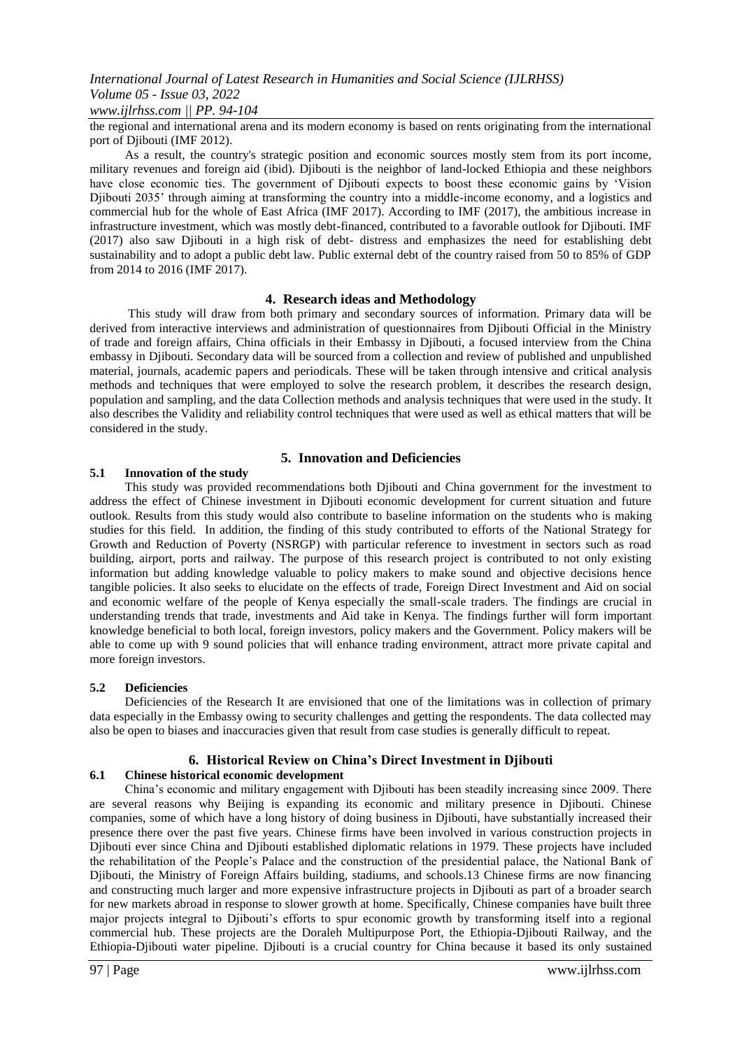the regional and international arena and its modern economy is based on rents originating from the international port of Djibouti (IMF 2012).

As a result, the country's strategic position and economic sources mostly stem from its port income, military revenues and foreign aid (ibid). Djibouti is the neighbor of land-locked Ethiopia and these neighbors have close economic ties. The government of Djibouti expects to boost these economic gains by 'Vision Djibouti 2035' through aiming at transforming the country into a middle-income economy, and a logistics and commercial hub for the whole of East Africa (IMF 2017). According to IMF (2017), the ambitious increase in infrastructure investment, which was mostly debt-financed, contributed to a favorable outlook for Djibouti. IMF (2017) also saw Djibouti in a high risk of debt- distress and emphasizes the need for establishing debt sustainability and to adopt a public debt law. Public external debt of the country raised from 50 to 85% of GDP from 2014 to 2016 (IMF 2017).

## 4. Research ideas and Methodology

This study will draw from both primary and secondary sources of information. Primary data will be derived from interactive interviews and administration of questionnaires from Djibouti Official in the Ministry of trade and foreign affairs, China officials in their Embassy in Djibouti, a focused interview from the China embassy in Djibouti. Secondary data will be sourced from a collection and review of published and unpublished material, journals, academic papers and periodicals. These will be taken through intensive and critical analysis methods and techniques that were employed to solve the research problem, it describes the research design, population and sampling, and the data Collection methods and analysis techniques that were used in the study. It also describes the Validity and reliability control techniques that were used as well as ethical matters that will be considered in the study.

## 5. Innovation and Deficiencies

### 5.1 Innovation of the study

This study was provided recommendations both Djibouti and China government for the investment to address the effect of Chinese investment in Djibouti economic development for current situation and future outlook. Results from this study would also contribute to baseline information on the students who is making studies for this field. In addition, the finding of this study contributed to efforts of the National Strategy for Growth and Reduction of Poverty (NSRGP) with particular reference to investment in sectors such as road building, airport, ports and railway. The purpose of this research project is contributed to not only existing information but adding knowledge valuable to policy makers to make sound and objective decisions hence tangible policies. It also seeks to elucidate on the effects of trade, Foreign Direct Investment and Aid on social and economic welfare of the people of Kenya especially the small-scale traders. The findings are crucial in understanding trends that trade, investments and Aid take in Kenya. The findings further will form important knowledge beneficial to both local, foreign investors, policy makers and the Government. Policy makers will be able to come up with 9 sound policies that will enhance trading environment, attract more private capital and more foreign investors.

### 5.2 Deficiencies

Deficiencies of the Research It are envisioned that one of the limitations was in collection of primary data especially in the Embassy owing to security challenges and getting the respondents. The data collected may also be open to biases and inaccuracies given that result from case studies is generally difficult to repeat.

## 6. Historical Review on China's Direct Investment in Djibouti

### 6.1 Chinese historical economic development

China's economic and military engagement with Djibouti has been steadily increasing since 2009. There are several reasons why Beijing is expanding its economic and military presence in Djibouti. Chinese companies, some of which have a long history of doing business in Djibouti, have substantially increased their presence there over the past five years. Chinese firms have been involved in various construction projects in Djibouti ever since China and Djibouti established diplomatic relations in 1979. These projects have included the rehabilitation of the People's Palace and the construction of the presidential palace, the National Bank of Djibouti, the Ministry of Foreign Affairs building, stadiums, and schools.13 Chinese firms are now financing and constructing much larger and more expensive infrastructure projects in Djibouti as part of a broader search for new markets abroad in response to slower growth at home. Specifically, Chinese companies have built three major projects integral to Djibouti's efforts to spur economic growth by transforming itself into a regional commercial hub. These projects are the Doraleh Multipurpose Port, the Ethiopia-Djibouti Railway, and the Ethiopia-Djibouti water pipeline. Djibouti is a crucial country for China because it based its only sustained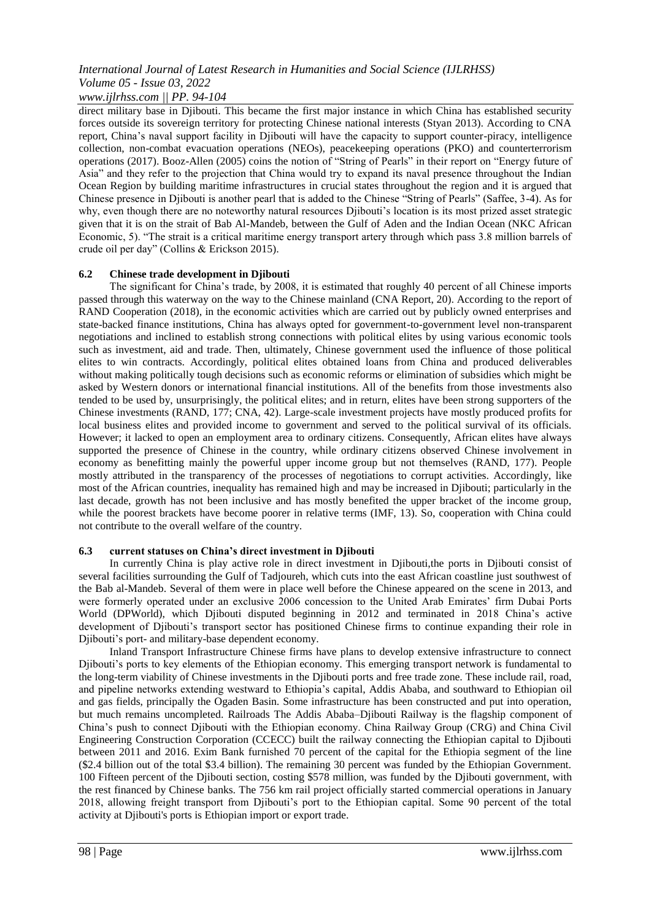direct military base in Djibouti. This became the first major instance in which China has established security forces outside its sovereign territory for protecting Chinese national interests (Styan 2013). According to CNA report, China's naval support facility in Djibouti will have the capacity to support counter-piracy, intelligence collection, non-combat evacuation operations (NEOs), peacekeeping operations (PKO) and counterterrorism operations (2017). Booz-Allen (2005) coins the notion of "String of Pearls" in their report on "Energy future of Asia" and they refer to the projection that China would try to expand its naval presence throughout the Indian Ocean Region by building maritime infrastructures in crucial states throughout the region and it is argued that Chinese presence in Djibouti is another pearl that is added to the Chinese "String of Pearls" (Saffee, 3-4). As for why, even though there are no noteworthy natural resources Djibouti's location is its most prized asset strategic given that it is on the strait of Bab Al-Mandeb, between the Gulf of Aden and the Indian Ocean (NKC African Economic, 5). "The strait is a critical maritime energy transport artery through which pass 3.8 million barrels of crude oil per day" (Collins & Erickson 2015).

### 6.2 Chinese trade development in Djibouti

The significant for China's trade, by 2008, it is estimated that roughly 40 percent of all Chinese imports passed through this waterway on the way to the Chinese mainland (CNA Report, 20). According to the report of RAND Cooperation (2018), in the economic activities which are carried out by publicly owned enterprises and state-backed finance institutions, China has always opted for government-to-government level non-transparent negotiations and inclined to establish strong connections with political elites by using various economic tools such as investment, aid and trade. Then, ultimately, Chinese government used the influence of those political elites to win contracts. Accordingly, political elites obtained loans from China and produced deliverables without making politically tough decisions such as economic reforms or elimination of subsidies which might be asked by Western donors or international financial institutions. All of the benefits from those investments also tended to be used by, unsurprisingly, the political elites; and in return, elites have been strong supporters of the Chinese investments (RAND, 177; CNA, 42). Large-scale investment projects have mostly produced profits for local business elites and provided income to government and served to the political survival of its officials. However; it lacked to open an employment area to ordinary citizens. Consequently, African elites have always supported the presence of Chinese in the country, while ordinary citizens observed Chinese involvement in economy as benefitting mainly the powerful upper income group but not themselves (RAND, 177). People mostly attributed in the transparency of the processes of negotiations to corrupt activities. Accordingly, like most of the African countries, inequality has remained high and may be increased in Djibouti; particularly in the last decade, growth has not been inclusive and has mostly benefited the upper bracket of the income group, while the poorest brackets have become poorer in relative terms (IMF, 13). So, cooperation with China could not contribute to the overall welfare of the country.

### 6.3 current statuses on China's direct investment in Djibouti

In currently China is play active role in direct investment in Djibouti,the ports in Djibouti consist of several facilities surrounding the Gulf of Tadjoureh, which cuts into the east African coastline just southwest of the Bab al-Mandeb. Several of them were in place well before the Chinese appeared on the scene in 2013, and were formerly operated under an exclusive 2006 concession to the United Arab Emirates' firm Dubai Ports World (DPWorld), which Djibouti disputed beginning in 2012 and terminated in 2018 China's active development of Djibouti's transport sector has positioned Chinese firms to continue expanding their role in Djibouti's port- and military-base dependent economy.

Inland Transport Infrastructure Chinese firms have plans to develop extensive infrastructure to connect Djibouti's ports to key elements of the Ethiopian economy. This emerging transport network is fundamental to the long-term viability of Chinese investments in the Djibouti ports and free trade zone. These include rail, road, and pipeline networks extending westward to Ethiopia's capital, Addis Ababa, and southward to Ethiopian oil and gas fields, principally the Ogaden Basin. Some infrastructure has been constructed and put into operation, but much remains uncompleted. Railroads The Addis Ababa–Djibouti Railway is the flagship component of China's push to connect Djibouti with the Ethiopian economy. China Railway Group (CRG) and China Civil Engineering Construction Corporation (CCECC) built the railway connecting the Ethiopian capital to Djibouti between 2011 and 2016. Exim Bank furnished 70 percent of the capital for the Ethiopia segment of the line ($2.4 billion out of the total $3.4 billion). The remaining 30 percent was funded by the Ethiopian Government. 100 Fifteen percent of the Djibouti section, costing $578 million, was funded by the Djibouti government, with the rest financed by Chinese banks. The 756 km rail project officially started commercial operations in January 2018, allowing freight transport from Djibouti's port to the Ethiopian capital. Some 90 percent of the total activity at Djibouti's ports is Ethiopian import or export trade.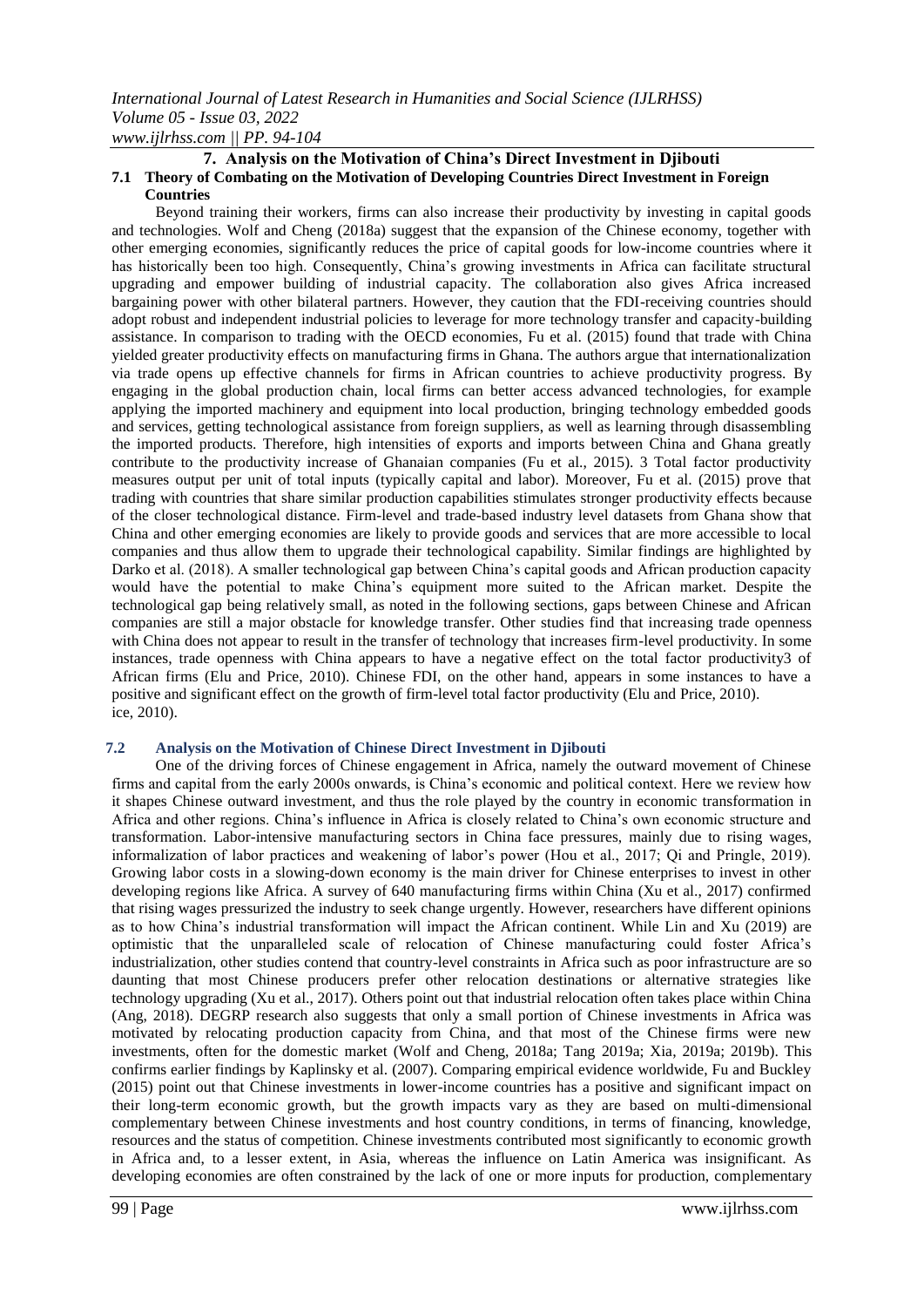## 7. Analysis on the Motivation of China's Direct Investment in Djibouti

### 7.1 Theory of Combating on the Motivation of Developing Countries Direct Investment in Foreign Countries

Beyond training their workers, firms can also increase their productivity by investing in capital goods and technologies. Wolf and Cheng (2018a) suggest that the expansion of the Chinese economy, together with other emerging economies, significantly reduces the price of capital goods for low-income countries where it has historically been too high. Consequently, China's growing investments in Africa can facilitate structural upgrading and empower building of industrial capacity. The collaboration also gives Africa increased bargaining power with other bilateral partners. However, they caution that the FDI-receiving countries should adopt robust and independent industrial policies to leverage for more technology transfer and capacity-building assistance. In comparison to trading with the OECD economies, Fu et al. (2015) found that trade with China yielded greater productivity effects on manufacturing firms in Ghana. The authors argue that internationalization via trade opens up effective channels for firms in African countries to achieve productivity progress. By engaging in the global production chain, local firms can better access advanced technologies, for example applying the imported machinery and equipment into local production, bringing technology embedded goods and services, getting technological assistance from foreign suppliers, as well as learning through disassembling the imported products. Therefore, high intensities of exports and imports between China and Ghana greatly contribute to the productivity increase of Ghanaian companies (Fu et al., 2015). 3 Total factor productivity measures output per unit of total inputs (typically capital and labor). Moreover, Fu et al. (2015) prove that trading with countries that share similar production capabilities stimulates stronger productivity effects because of the closer technological distance. Firm-level and trade-based industry level datasets from Ghana show that China and other emerging economies are likely to provide goods and services that are more accessible to local companies and thus allow them to upgrade their technological capability. Similar findings are highlighted by Darko et al. (2018). A smaller technological gap between China's capital goods and African production capacity would have the potential to make China's equipment more suited to the African market. Despite the technological gap being relatively small, as noted in the following sections, gaps between Chinese and African companies are still a major obstacle for knowledge transfer. Other studies find that increasing trade openness with China does not appear to result in the transfer of technology that increases firm-level productivity. In some instances, trade openness with China appears to have a negative effect on the total factor productivity3 of African firms (Elu and Price, 2010). Chinese FDI, on the other hand, appears in some instances to have a positive and significant effect on the growth of firm-level total factor productivity (Elu and Price, 2010). ice, 2010).

### 7.2 Analysis on the Motivation of Chinese Direct Investment in Djibouti

One of the driving forces of Chinese engagement in Africa, namely the outward movement of Chinese firms and capital from the early 2000s onwards, is China's economic and political context. Here we review how it shapes Chinese outward investment, and thus the role played by the country in economic transformation in Africa and other regions. China's influence in Africa is closely related to China's own economic structure and transformation. Labor-intensive manufacturing sectors in China face pressures, mainly due to rising wages, informalization of labor practices and weakening of labor's power (Hou et al., 2017; Qi and Pringle, 2019). Growing labor costs in a slowing-down economy is the main driver for Chinese enterprises to invest in other developing regions like Africa. A survey of 640 manufacturing firms within China (Xu et al., 2017) confirmed that rising wages pressurized the industry to seek change urgently. However, researchers have different opinions as to how China's industrial transformation will impact the African continent. While Lin and Xu (2019) are optimistic that the unparalleled scale of relocation of Chinese manufacturing could foster Africa's industrialization, other studies contend that country-level constraints in Africa such as poor infrastructure are so daunting that most Chinese producers prefer other relocation destinations or alternative strategies like technology upgrading (Xu et al., 2017). Others point out that industrial relocation often takes place within China (Ang, 2018). DEGRP research also suggests that only a small portion of Chinese investments in Africa was motivated by relocating production capacity from China, and that most of the Chinese firms were new investments, often for the domestic market (Wolf and Cheng, 2018a; Tang 2019a; Xia, 2019a; 2019b). This confirms earlier findings by Kaplinsky et al. (2007). Comparing empirical evidence worldwide, Fu and Buckley (2015) point out that Chinese investments in lower-income countries has a positive and significant impact on their long-term economic growth, but the growth impacts vary as they are based on multi-dimensional complementary between Chinese investments and host country conditions, in terms of financing, knowledge, resources and the status of competition. Chinese investments contributed most significantly to economic growth in Africa and, to a lesser extent, in Asia, whereas the influence on Latin America was insignificant. As developing economies are often constrained by the lack of one or more inputs for production, complementary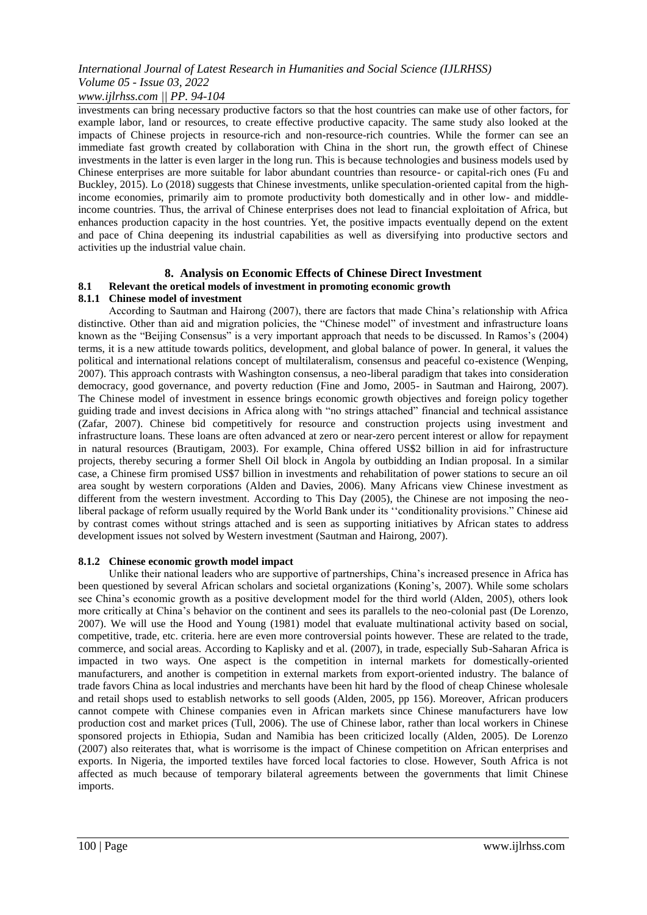investments can bring necessary productive factors so that the host countries can make use of other factors, for example labor, land or resources, to create effective productive capacity. The same study also looked at the impacts of Chinese projects in resource-rich and non-resource-rich countries. While the former can see an immediate fast growth created by collaboration with China in the short run, the growth effect of Chinese investments in the latter is even larger in the long run. This is because technologies and business models used by Chinese enterprises are more suitable for labor abundant countries than resource- or capital-rich ones (Fu and Buckley, 2015). Lo (2018) suggests that Chinese investments, unlike speculation-oriented capital from the high-income economies, primarily aim to promote productivity both domestically and in other low- and middle-income countries. Thus, the arrival of Chinese enterprises does not lead to financial exploitation of Africa, but enhances production capacity in the host countries. Yet, the positive impacts eventually depend on the extent and pace of China deepening its industrial capabilities as well as diversifying into productive sectors and activities up the industrial value chain.

## 8. Analysis on Economic Effects of Chinese Direct Investment

### 8.1 Relevant the oretical models of investment in promoting economic growth

#### 8.1.1 Chinese model of investment

According to Sautman and Hairong (2007), there are factors that made China's relationship with Africa distinctive. Other than aid and migration policies, the "Chinese model" of investment and infrastructure loans known as the "Beijing Consensus" is a very important approach that needs to be discussed. In Ramos's (2004) terms, it is a new attitude towards politics, development, and global balance of power. In general, it values the political and international relations concept of multilateralism, consensus and peaceful co-existence (Wenping, 2007). This approach contrasts with Washington consensus, a neo-liberal paradigm that takes into consideration democracy, good governance, and poverty reduction (Fine and Jomo, 2005- in Sautman and Hairong, 2007). The Chinese model of investment in essence brings economic growth objectives and foreign policy together guiding trade and invest decisions in Africa along with "no strings attached" financial and technical assistance (Zafar, 2007). Chinese bid competitively for resource and construction projects using investment and infrastructure loans. These loans are often advanced at zero or near-zero percent interest or allow for repayment in natural resources (Brautigam, 2003). For example, China offered US$2 billion in aid for infrastructure projects, thereby securing a former Shell Oil block in Angola by outbidding an Indian proposal. In a similar case, a Chinese firm promised US$7 billion in investments and rehabilitation of power stations to secure an oil area sought by western corporations (Alden and Davies, 2006). Many Africans view Chinese investment as different from the western investment. According to This Day (2005), the Chinese are not imposing the neo-liberal package of reform usually required by the World Bank under its ''conditionality provisions." Chinese aid by contrast comes without strings attached and is seen as supporting initiatives by African states to address development issues not solved by Western investment (Sautman and Hairong, 2007).

#### 8.1.2 Chinese economic growth model impact

Unlike their national leaders who are supportive of partnerships, China's increased presence in Africa has been questioned by several African scholars and societal organizations (Koning's, 2007). While some scholars see China's economic growth as a positive development model for the third world (Alden, 2005), others look more critically at China's behavior on the continent and sees its parallels to the neo-colonial past (De Lorenzo, 2007). We will use the Hood and Young (1981) model that evaluate multinational activity based on social, competitive, trade, etc. criteria. here are even more controversial points however. These are related to the trade, commerce, and social areas. According to Kaplisky and et al. (2007), in trade, especially Sub-Saharan Africa is impacted in two ways. One aspect is the competition in internal markets for domestically-oriented manufacturers, and another is competition in external markets from export-oriented industry. The balance of trade favors China as local industries and merchants have been hit hard by the flood of cheap Chinese wholesale and retail shops used to establish networks to sell goods (Alden, 2005, pp 156). Moreover, African producers cannot compete with Chinese companies even in African markets since Chinese manufacturers have low production cost and market prices (Tull, 2006). The use of Chinese labor, rather than local workers in Chinese sponsored projects in Ethiopia, Sudan and Namibia has been criticized locally (Alden, 2005). De Lorenzo (2007) also reiterates that, what is worrisome is the impact of Chinese competition on African enterprises and exports. In Nigeria, the imported textiles have forced local factories to close. However, South Africa is not affected as much because of temporary bilateral agreements between the governments that limit Chinese imports.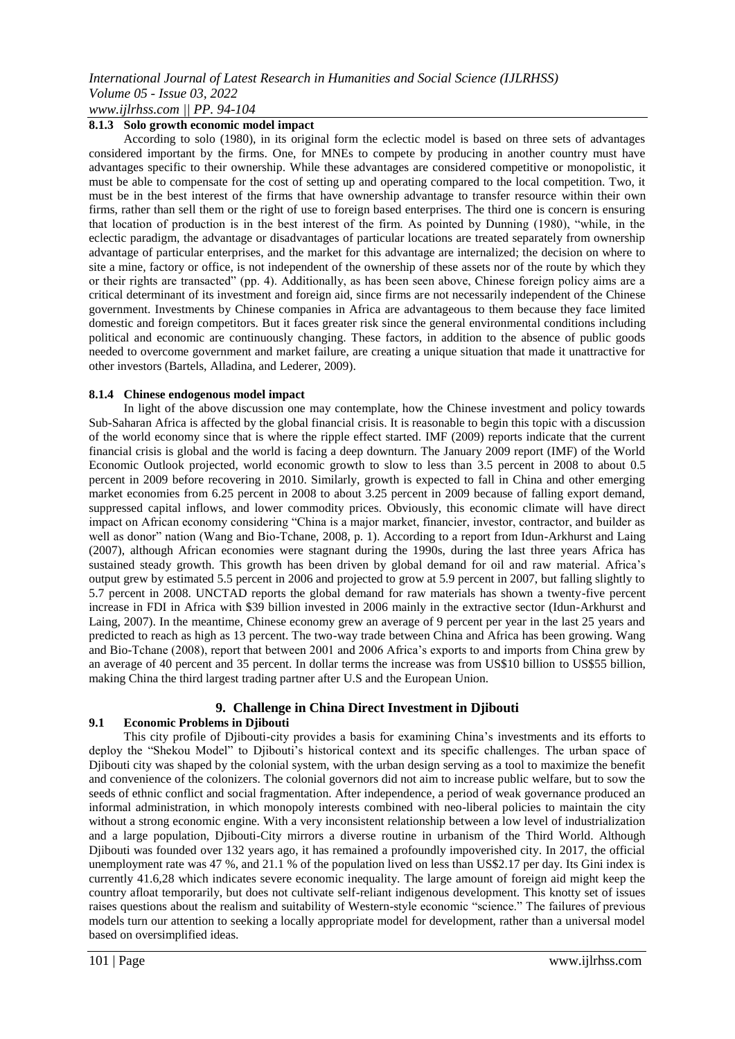#### 8.1.3 Solo growth economic model impact

According to solo (1980), in its original form the eclectic model is based on three sets of advantages considered important by the firms. One, for MNEs to compete by producing in another country must have advantages specific to their ownership. While these advantages are considered competitive or monopolistic, it must be able to compensate for the cost of setting up and operating compared to the local competition. Two, it must be in the best interest of the firms that have ownership advantage to transfer resource within their own firms, rather than sell them or the right of use to foreign based enterprises. The third one is concern is ensuring that location of production is in the best interest of the firm. As pointed by Dunning (1980), "while, in the eclectic paradigm, the advantage or disadvantages of particular locations are treated separately from ownership advantage of particular enterprises, and the market for this advantage are internalized; the decision on where to site a mine, factory or office, is not independent of the ownership of these assets nor of the route by which they or their rights are transacted" (pp. 4). Additionally, as has been seen above, Chinese foreign policy aims are a critical determinant of its investment and foreign aid, since firms are not necessarily independent of the Chinese government. Investments by Chinese companies in Africa are advantageous to them because they face limited domestic and foreign competitors. But it faces greater risk since the general environmental conditions including political and economic are continuously changing. These factors, in addition to the absence of public goods needed to overcome government and market failure, are creating a unique situation that made it unattractive for other investors (Bartels, Alladina, and Lederer, 2009).

#### 8.1.4 Chinese endogenous model impact

In light of the above discussion one may contemplate, how the Chinese investment and policy towards Sub-Saharan Africa is affected by the global financial crisis. It is reasonable to begin this topic with a discussion of the world economy since that is where the ripple effect started. IMF (2009) reports indicate that the current financial crisis is global and the world is facing a deep downturn. The January 2009 report (IMF) of the World Economic Outlook projected, world economic growth to slow to less than 3.5 percent in 2008 to about 0.5 percent in 2009 before recovering in 2010. Similarly, growth is expected to fall in China and other emerging market economies from 6.25 percent in 2008 to about 3.25 percent in 2009 because of falling export demand, suppressed capital inflows, and lower commodity prices. Obviously, this economic climate will have direct impact on African economy considering "China is a major market, financier, investor, contractor, and builder as well as donor" nation (Wang and Bio-Tchane, 2008, p. 1). According to a report from Idun-Arkhurst and Laing (2007), although African economies were stagnant during the 1990s, during the last three years Africa has sustained steady growth. This growth has been driven by global demand for oil and raw material. Africa's output grew by estimated 5.5 percent in 2006 and projected to grow at 5.9 percent in 2007, but falling slightly to 5.7 percent in 2008. UNCTAD reports the global demand for raw materials has shown a twenty-five percent increase in FDI in Africa with $39 billion invested in 2006 mainly in the extractive sector (Idun-Arkhurst and Laing, 2007). In the meantime, Chinese economy grew an average of 9 percent per year in the last 25 years and predicted to reach as high as 13 percent. The two-way trade between China and Africa has been growing. Wang and Bio-Tchane (2008), report that between 2001 and 2006 Africa's exports to and imports from China grew by an average of 40 percent and 35 percent. In dollar terms the increase was from US$10 billion to US$55 billion, making China the third largest trading partner after U.S and the European Union.

## 9. Challenge in China Direct Investment in Djibouti

### 9.1 Economic Problems in Djibouti

This city profile of Djibouti-city provides a basis for examining China's investments and its efforts to deploy the "Shekou Model" to Djibouti's historical context and its specific challenges. The urban space of Djibouti city was shaped by the colonial system, with the urban design serving as a tool to maximize the benefit and convenience of the colonizers. The colonial governors did not aim to increase public welfare, but to sow the seeds of ethnic conflict and social fragmentation. After independence, a period of weak governance produced an informal administration, in which monopoly interests combined with neo-liberal policies to maintain the city without a strong economic engine. With a very inconsistent relationship between a low level of industrialization and a large population, Djibouti-City mirrors a diverse routine in urbanism of the Third World. Although Djibouti was founded over 132 years ago, it has remained a profoundly impoverished city. In 2017, the official unemployment rate was 47 %, and 21.1 % of the population lived on less than US$2.17 per day. Its Gini index is currently 41.6,28 which indicates severe economic inequality. The large amount of foreign aid might keep the country afloat temporarily, but does not cultivate self-reliant indigenous development. This knotty set of issues raises questions about the realism and suitability of Western-style economic "science." The failures of previous models turn our attention to seeking a locally appropriate model for development, rather than a universal model based on oversimplified ideas.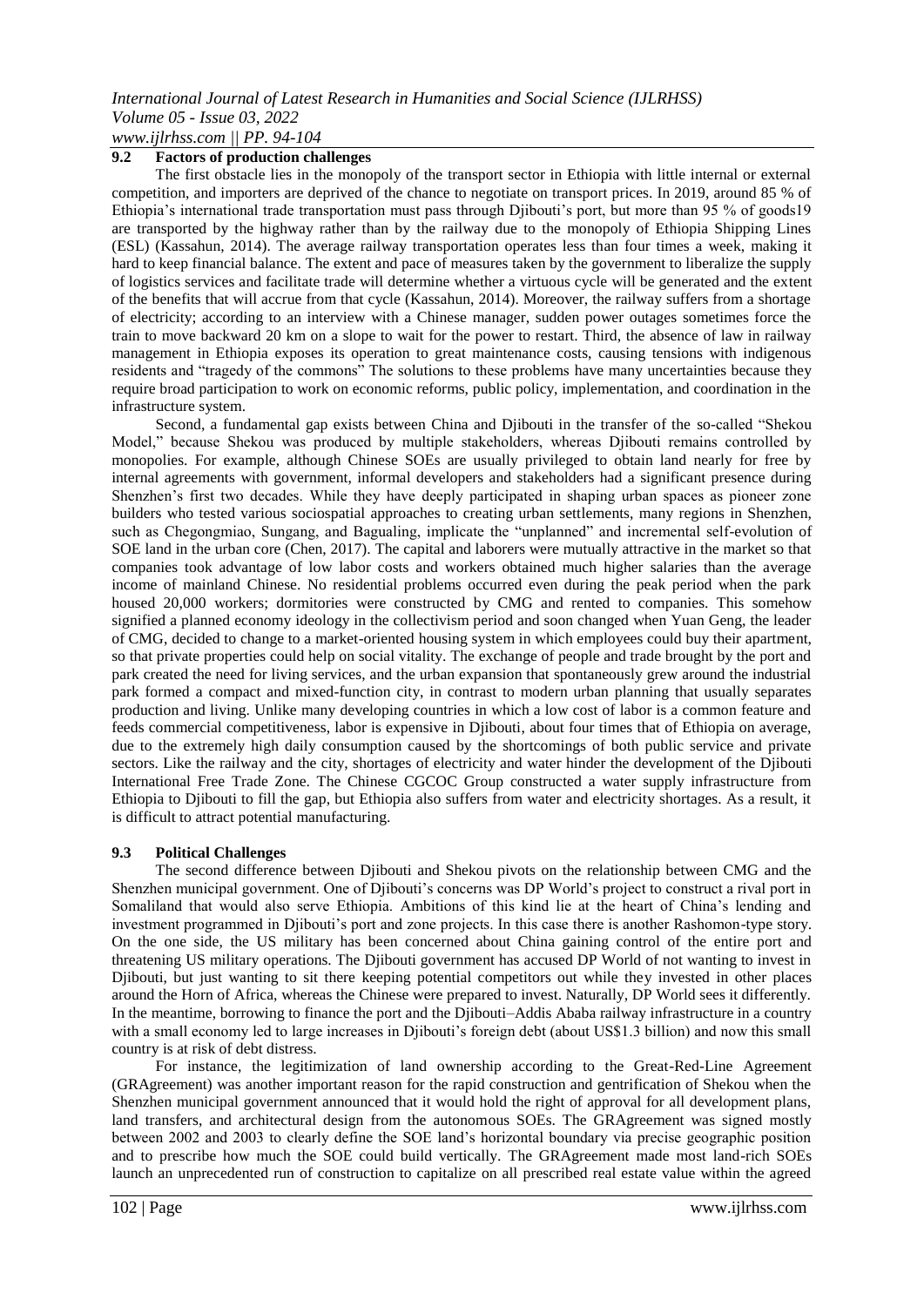### 9.2 Factors of production challenges

The first obstacle lies in the monopoly of the transport sector in Ethiopia with little internal or external competition, and importers are deprived of the chance to negotiate on transport prices. In 2019, around 85 % of Ethiopia's international trade transportation must pass through Djibouti's port, but more than 95 % of goods19 are transported by the highway rather than by the railway due to the monopoly of Ethiopia Shipping Lines (ESL) (Kassahun, 2014). The average railway transportation operates less than four times a week, making it hard to keep financial balance. The extent and pace of measures taken by the government to liberalize the supply of logistics services and facilitate trade will determine whether a virtuous cycle will be generated and the extent of the benefits that will accrue from that cycle (Kassahun, 2014). Moreover, the railway suffers from a shortage of electricity; according to an interview with a Chinese manager, sudden power outages sometimes force the train to move backward 20 km on a slope to wait for the power to restart. Third, the absence of law in railway management in Ethiopia exposes its operation to great maintenance costs, causing tensions with indigenous residents and "tragedy of the commons" The solutions to these problems have many uncertainties because they require broad participation to work on economic reforms, public policy, implementation, and coordination in the infrastructure system.

Second, a fundamental gap exists between China and Djibouti in the transfer of the so-called "Shekou Model," because Shekou was produced by multiple stakeholders, whereas Djibouti remains controlled by monopolies. For example, although Chinese SOEs are usually privileged to obtain land nearly for free by internal agreements with government, informal developers and stakeholders had a significant presence during Shenzhen's first two decades. While they have deeply participated in shaping urban spaces as pioneer zone builders who tested various sociospatial approaches to creating urban settlements, many regions in Shenzhen, such as Chegongmiao, Sungang, and Bagualing, implicate the "unplanned" and incremental self-evolution of SOE land in the urban core (Chen, 2017). The capital and laborers were mutually attractive in the market so that companies took advantage of low labor costs and workers obtained much higher salaries than the average income of mainland Chinese. No residential problems occurred even during the peak period when the park housed 20,000 workers; dormitories were constructed by CMG and rented to companies. This somehow signified a planned economy ideology in the collectivism period and soon changed when Yuan Geng, the leader of CMG, decided to change to a market-oriented housing system in which employees could buy their apartment, so that private properties could help on social vitality. The exchange of people and trade brought by the port and park created the need for living services, and the urban expansion that spontaneously grew around the industrial park formed a compact and mixed-function city, in contrast to modern urban planning that usually separates production and living. Unlike many developing countries in which a low cost of labor is a common feature and feeds commercial competitiveness, labor is expensive in Djibouti, about four times that of Ethiopia on average, due to the extremely high daily consumption caused by the shortcomings of both public service and private sectors. Like the railway and the city, shortages of electricity and water hinder the development of the Djibouti International Free Trade Zone. The Chinese CGCOC Group constructed a water supply infrastructure from Ethiopia to Djibouti to fill the gap, but Ethiopia also suffers from water and electricity shortages. As a result, it is difficult to attract potential manufacturing.

### 9.3 Political Challenges

The second difference between Djibouti and Shekou pivots on the relationship between CMG and the Shenzhen municipal government. One of Djibouti's concerns was DP World's project to construct a rival port in Somaliland that would also serve Ethiopia. Ambitions of this kind lie at the heart of China's lending and investment programmed in Djibouti's port and zone projects. In this case there is another Rashomon-type story. On the one side, the US military has been concerned about China gaining control of the entire port and threatening US military operations. The Djibouti government has accused DP World of not wanting to invest in Djibouti, but just wanting to sit there keeping potential competitors out while they invested in other places around the Horn of Africa, whereas the Chinese were prepared to invest. Naturally, DP World sees it differently. In the meantime, borrowing to finance the port and the Djibouti–Addis Ababa railway infrastructure in a country with a small economy led to large increases in Djibouti's foreign debt (about US$1.3 billion) and now this small country is at risk of debt distress.

For instance, the legitimization of land ownership according to the Great-Red-Line Agreement (GRAgreement) was another important reason for the rapid construction and gentrification of Shekou when the Shenzhen municipal government announced that it would hold the right of approval for all development plans, land transfers, and architectural design from the autonomous SOEs. The GRAgreement was signed mostly between 2002 and 2003 to clearly define the SOE land's horizontal boundary via precise geographic position and to prescribe how much the SOE could build vertically. The GRAgreement made most land-rich SOEs launch an unprecedented run of construction to capitalize on all prescribed real estate value within the agreed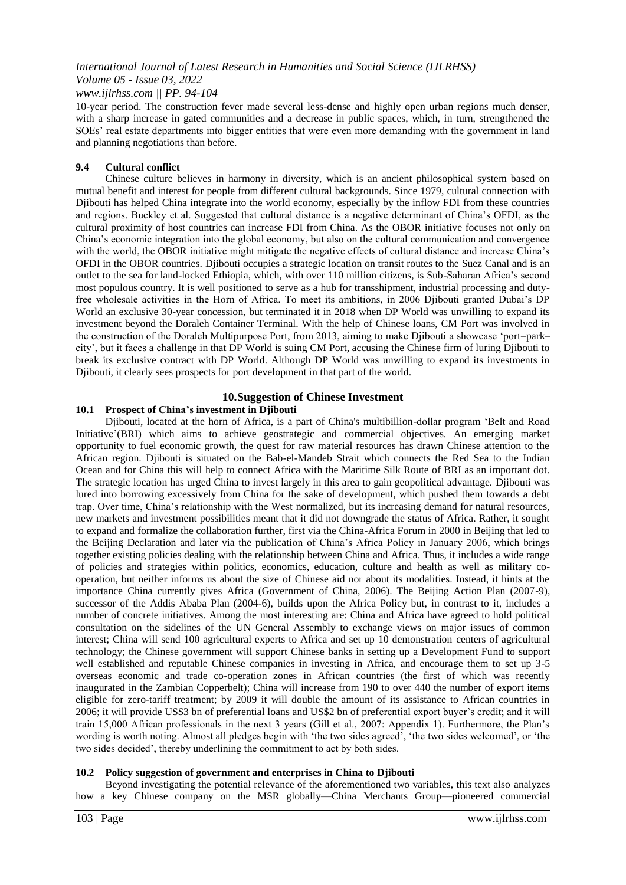10-year period. The construction fever made several less-dense and highly open urban regions much denser, with a sharp increase in gated communities and a decrease in public spaces, which, in turn, strengthened the SOEs' real estate departments into bigger entities that were even more demanding with the government in land and planning negotiations than before.

### 9.4 Cultural conflict

Chinese culture believes in harmony in diversity, which is an ancient philosophical system based on mutual benefit and interest for people from different cultural backgrounds. Since 1979, cultural connection with Djibouti has helped China integrate into the world economy, especially by the inflow FDI from these countries and regions. Buckley et al. Suggested that cultural distance is a negative determinant of China's OFDI, as the cultural proximity of host countries can increase FDI from China. As the OBOR initiative focuses not only on China's economic integration into the global economy, but also on the cultural communication and convergence with the world, the OBOR initiative might mitigate the negative effects of cultural distance and increase China's OFDI in the OBOR countries. Djibouti occupies a strategic location on transit routes to the Suez Canal and is an outlet to the sea for land-locked Ethiopia, which, with over 110 million citizens, is Sub-Saharan Africa's second most populous country. It is well positioned to serve as a hub for transshipment, industrial processing and duty-free wholesale activities in the Horn of Africa. To meet its ambitions, in 2006 Djibouti granted Dubai's DP World an exclusive 30-year concession, but terminated it in 2018 when DP World was unwilling to expand its investment beyond the Doraleh Container Terminal. With the help of Chinese loans, CM Port was involved in the construction of the Doraleh Multipurpose Port, from 2013, aiming to make Djibouti a showcase 'port–park–city', but it faces a challenge in that DP World is suing CM Port, accusing the Chinese firm of luring Djibouti to break its exclusive contract with DP World. Although DP World was unwilling to expand its investments in Djibouti, it clearly sees prospects for port development in that part of the world.

## 10. Suggestion of Chinese Investment

### 10.1 Prospect of China's investment in Djibouti

Djibouti, located at the horn of Africa, is a part of China's multibillion-dollar program 'Belt and Road Initiative'(BRI) which aims to achieve geostrategic and commercial objectives. An emerging market opportunity to fuel economic growth, the quest for raw material resources has drawn Chinese attention to the African region. Djibouti is situated on the Bab-el-Mandeb Strait which connects the Red Sea to the Indian Ocean and for China this will help to connect Africa with the Maritime Silk Route of BRI as an important dot. The strategic location has urged China to invest largely in this area to gain geopolitical advantage. Djibouti was lured into borrowing excessively from China for the sake of development, which pushed them towards a debt trap. Over time, China's relationship with the West normalized, but its increasing demand for natural resources, new markets and investment possibilities meant that it did not downgrade the status of Africa. Rather, it sought to expand and formalize the collaboration further, first via the China-Africa Forum in 2000 in Beijing that led to the Beijing Declaration and later via the publication of China's Africa Policy in January 2006, which brings together existing policies dealing with the relationship between China and Africa. Thus, it includes a wide range of policies and strategies within politics, economics, education, culture and health as well as military co-operation, but neither informs us about the size of Chinese aid nor about its modalities. Instead, it hints at the importance China currently gives Africa (Government of China, 2006). The Beijing Action Plan (2007-9), successor of the Addis Ababa Plan (2004-6), builds upon the Africa Policy but, in contrast to it, includes a number of concrete initiatives. Among the most interesting are: China and Africa have agreed to hold political consultation on the sidelines of the UN General Assembly to exchange views on major issues of common interest; China will send 100 agricultural experts to Africa and set up 10 demonstration centers of agricultural technology; the Chinese government will support Chinese banks in setting up a Development Fund to support well established and reputable Chinese companies in investing in Africa, and encourage them to set up 3-5 overseas economic and trade co-operation zones in African countries (the first of which was recently inaugurated in the Zambian Copperbelt); China will increase from 190 to over 440 the number of export items eligible for zero-tariff treatment; by 2009 it will double the amount of its assistance to African countries in 2006; it will provide US$3 bn of preferential loans and US$2 bn of preferential export buyer's credit; and it will train 15,000 African professionals in the next 3 years (Gill et al., 2007: Appendix 1). Furthermore, the Plan's wording is worth noting. Almost all pledges begin with 'the two sides agreed', 'the two sides welcomed', or 'the two sides decided', thereby underlining the commitment to act by both sides.

### 10.2 Policy suggestion of government and enterprises in China to Djibouti

Beyond investigating the potential relevance of the aforementioned two variables, this text also analyzes how a key Chinese company on the MSR globally—China Merchants Group—pioneered commercial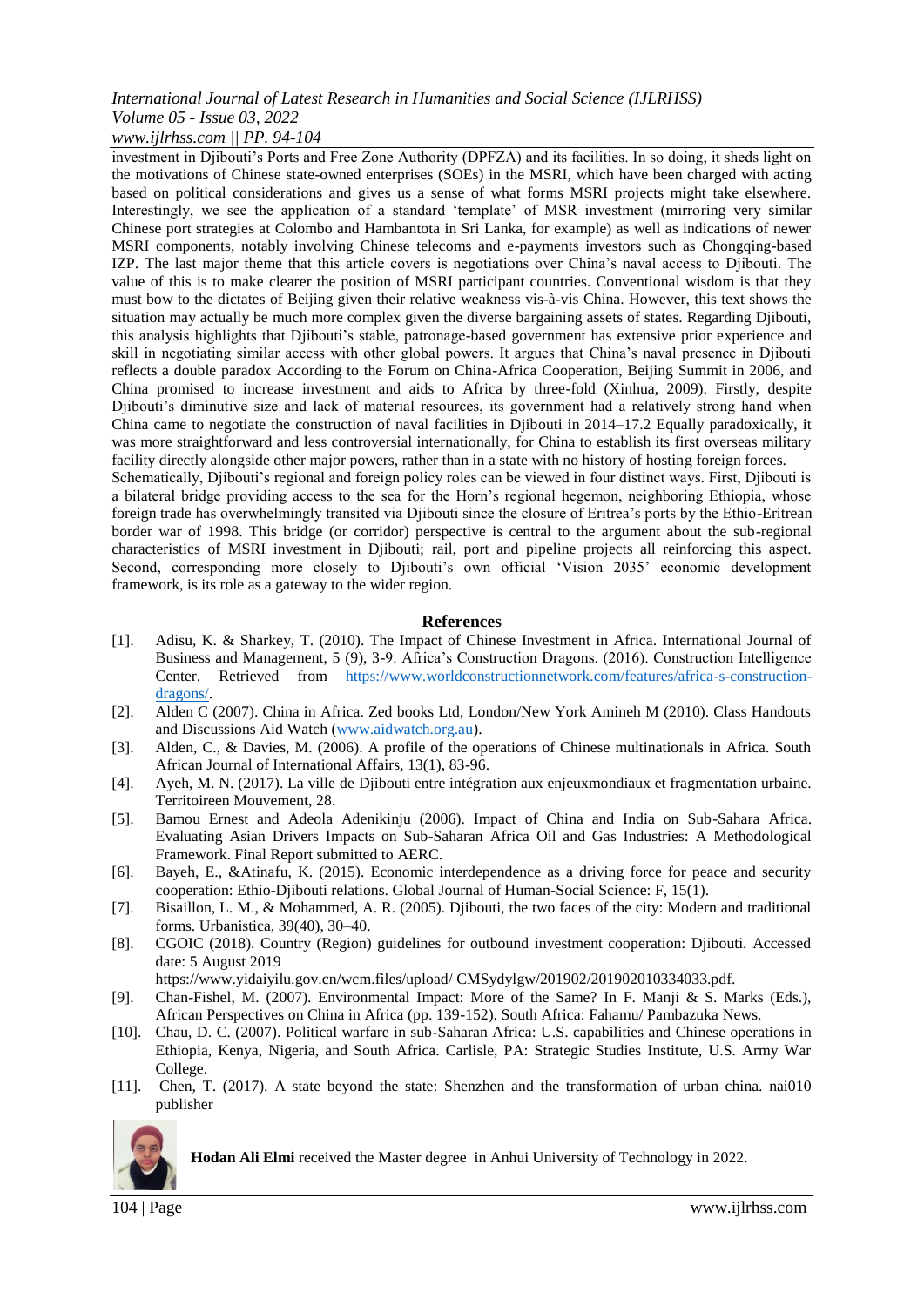investment in Djibouti's Ports and Free Zone Authority (DPFZA) and its facilities. In so doing, it sheds light on the motivations of Chinese state-owned enterprises (SOEs) in the MSRI, which have been charged with acting based on political considerations and gives us a sense of what forms MSRI projects might take elsewhere. Interestingly, we see the application of a standard 'template' of MSR investment (mirroring very similar Chinese port strategies at Colombo and Hambantota in Sri Lanka, for example) as well as indications of newer MSRI components, notably involving Chinese telecoms and e-payments investors such as Chongqing-based IZP. The last major theme that this article covers is negotiations over China's naval access to Djibouti. The value of this is to make clearer the position of MSRI participant countries. Conventional wisdom is that they must bow to the dictates of Beijing given their relative weakness vis-à-vis China. However, this text shows the situation may actually be much more complex given the diverse bargaining assets of states. Regarding Djibouti, this analysis highlights that Djibouti's stable, patronage-based government has extensive prior experience and skill in negotiating similar access with other global powers. It argues that China's naval presence in Djibouti reflects a double paradox According to the Forum on China-Africa Cooperation, Beijing Summit in 2006, and China promised to increase investment and aids to Africa by three-fold (Xinhua, 2009). Firstly, despite Djibouti's diminutive size and lack of material resources, its government had a relatively strong hand when China came to negotiate the construction of naval facilities in Djibouti in 2014–17.2 Equally paradoxically, it was more straightforward and less controversial internationally, for China to establish its first overseas military facility directly alongside other major powers, rather than in a state with no history of hosting foreign forces.

Schematically, Djibouti's regional and foreign policy roles can be viewed in four distinct ways. First, Djibouti is a bilateral bridge providing access to the sea for the Horn's regional hegemon, neighboring Ethiopia, whose foreign trade has overwhelmingly transited via Djibouti since the closure of Eritrea's ports by the Ethio-Eritrean border war of 1998. This bridge (or corridor) perspective is central to the argument about the sub-regional characteristics of MSRI investment in Djibouti; rail, port and pipeline projects all reinforcing this aspect. Second, corresponding more closely to Djibouti's own official 'Vision 2035' economic development framework, is its role as a gateway to the wider region.

## References

[1]. Adisu, K. & Sharkey, T. (2010). The Impact of Chinese Investment in Africa. International Journal of Business and Management, 5 (9), 3-9. Africa's Construction Dragons. (2016). Construction Intelligence Center. Retrieved from https://www.worldconstructionnetwork.com/features/africa-s-construction-dragons/.

[2]. Alden C (2007). China in Africa. Zed books Ltd, London/New York Amineh M (2010). Class Handouts and Discussions Aid Watch (www.aidwatch.org.au).

[3]. Alden, C., & Davies, M. (2006). A profile of the operations of Chinese multinationals in Africa. South African Journal of International Affairs, 13(1), 83-96.

[4]. Ayeh, M. N. (2017). La ville de Djibouti entre intégration aux enjeuxmondiaux et fragmentation urbaine. Territoireen Mouvement, 28.

[5]. Bamou Ernest and Adeola Adenikinju (2006). Impact of China and India on Sub-Sahara Africa. Evaluating Asian Drivers Impacts on Sub-Saharan Africa Oil and Gas Industries: A Methodological Framework. Final Report submitted to AERC.

[6]. Bayeh, E., &Atinafu, K. (2015). Economic interdependence as a driving force for peace and security cooperation: Ethio-Djibouti relations. Global Journal of Human-Social Science: F, 15(1).

[7]. Bisaillon, L. M., & Mohammed, A. R. (2005). Djibouti, the two faces of the city: Modern and traditional forms. Urbanistica, 39(40), 30–40.

[8]. CGOIC (2018). Country (Region) guidelines for outbound investment cooperation: Djibouti. Accessed date: 5 August 2019 https://www.yidaiyilu.gov.cn/wcm.files/upload/ CMSydylgw/201902/201902010334033.pdf.

[9]. Chan-Fishel, M. (2007). Environmental Impact: More of the Same? In F. Manji & S. Marks (Eds.), African Perspectives on China in Africa (pp. 139-152). South Africa: Fahamu/ Pambazuka News.

[10]. Chau, D. C. (2007). Political warfare in sub-Saharan Africa: U.S. capabilities and Chinese operations in Ethiopia, Kenya, Nigeria, and South Africa. Carlisle, PA: Strategic Studies Institute, U.S. Army War College.

[11]. Chen, T. (2017). A state beyond the state: Shenzhen and the transformation of urban china. nai010 publisher

**Hodan Ali Elmi** received the Master degree in Anhui University of Technology in 2022.